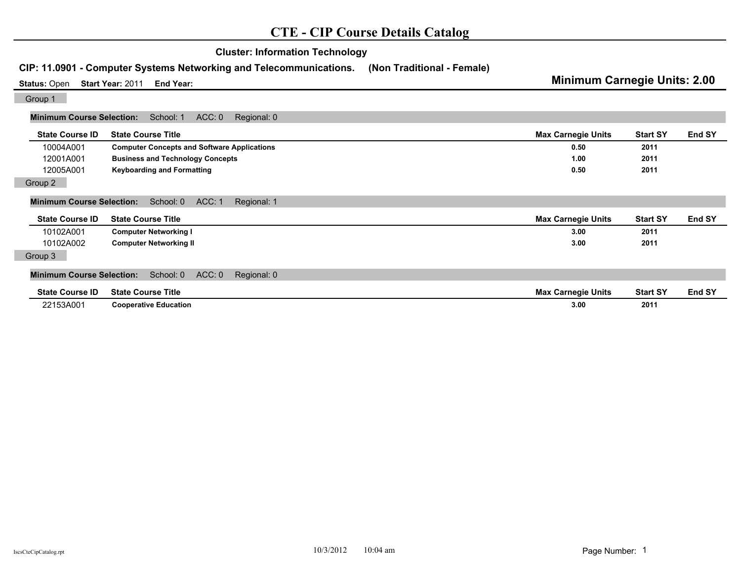# CTE - CIP Course Details Catalog

## Cluster: Information Technology

### CIP: 11.0901 - Computer Systems Networking and Telecommunications. (Non Traditional - Female)

**Status:** Open **Start Year:** 2011 **End Year:**

**Minimum Carnegie Units: 2.00**

#### Group 1

**Minimum Course Selection:** School: 1 ACC: 0 Regional: 0

| State Course ID | State Course Title | Max Carnegie Units | Start SY | End SY |
|---|---|---|---|---|
| 10004A001 | **Computer Concepts and Software Applications** | 0.50 | 2011 | |
| 12001A001 | **Business and Technology Concepts** | 1.00 | 2011 | |
| 12005A001 | **Keyboarding and Formatting** | 0.50 | 2011 | |

#### Group 2

**Minimum Course Selection:** School: 0 ACC: 1 Regional: 1

| State Course ID | State Course Title | Max Carnegie Units | Start SY | End SY |
|---|---|---|---|---|
| 10102A001 | **Computer Networking I** | 3.00 | 2011 | |
| 10102A002 | **Computer Networking II** | 3.00 | 2011 | |

#### Group 3

**Minimum Course Selection:** School: 0 ACC: 0 Regional: 0

| State Course ID | State Course Title | Max Carnegie Units | Start SY | End SY |
|---|---|---|---|---|
| 22153A001 | **Cooperative Education** | 3.00 | 2011 | |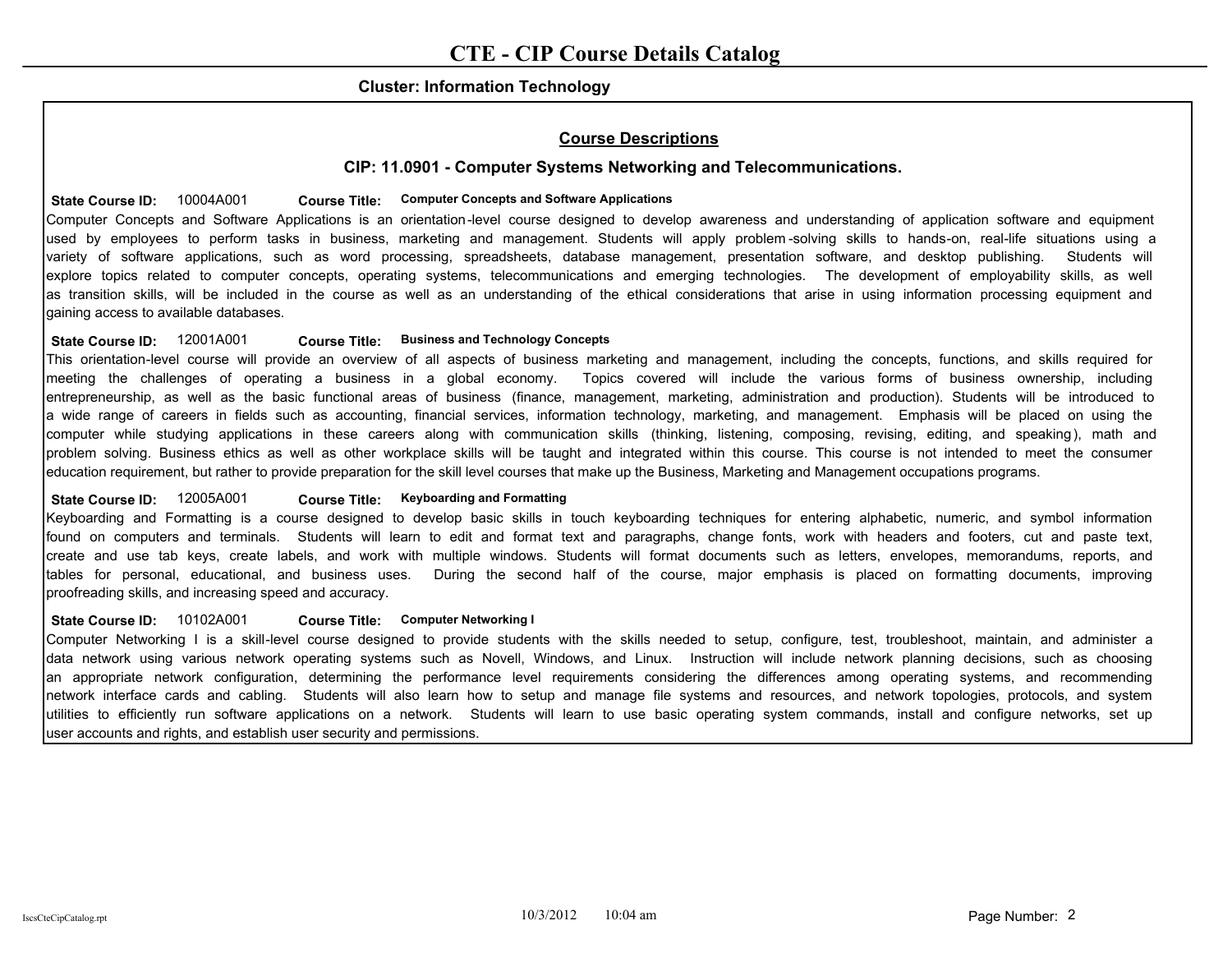# CTE - CIP Course Details Catalog

**Cluster: Information Technology**

## Course Descriptions

### CIP: 11.0901 - Computer Systems Networking and Telecommunications.

**State Course ID:** 10004A001 **Course Title:** **Computer Concepts and Software Applications**

Computer Concepts and Software Applications is an orientation-level course designed to develop awareness and understanding of application software and equipment used by employees to perform tasks in business, marketing and management. Students will apply problem-solving skills to hands-on, real-life situations using a variety of software applications, such as word processing, spreadsheets, database management, presentation software, and desktop publishing. Students will explore topics related to computer concepts, operating systems, telecommunications and emerging technologies. The development of employability skills, as well as transition skills, will be included in the course as well as an understanding of the ethical considerations that arise in using information processing equipment and gaining access to available databases.

**State Course ID:** 12001A001 **Course Title:** **Business and Technology Concepts**

This orientation-level course will provide an overview of all aspects of business marketing and management, including the concepts, functions, and skills required for meeting the challenges of operating a business in a global economy. Topics covered will include the various forms of business ownership, including entrepreneurship, as well as the basic functional areas of business (finance, management, marketing, administration and production). Students will be introduced to a wide range of careers in fields such as accounting, financial services, information technology, marketing, and management. Emphasis will be placed on using the computer while studying applications in these careers along with communication skills (thinking, listening, composing, revising, editing, and speaking), math and problem solving. Business ethics as well as other workplace skills will be taught and integrated within this course. This course is not intended to meet the consumer education requirement, but rather to provide preparation for the skill level courses that make up the Business, Marketing and Management occupations programs.

**State Course ID:** 12005A001 **Course Title:** **Keyboarding and Formatting**

Keyboarding and Formatting is a course designed to develop basic skills in touch keyboarding techniques for entering alphabetic, numeric, and symbol information found on computers and terminals. Students will learn to edit and format text and paragraphs, change fonts, work with headers and footers, cut and paste text, create and use tab keys, create labels, and work with multiple windows. Students will format documents such as letters, envelopes, memorandums, reports, and tables for personal, educational, and business uses. During the second half of the course, major emphasis is placed on formatting documents, improving proofreading skills, and increasing speed and accuracy.

**State Course ID:** 10102A001 **Course Title:** **Computer Networking I**

Computer Networking I is a skill-level course designed to provide students with the skills needed to setup, configure, test, troubleshoot, maintain, and administer a data network using various network operating systems such as Novell, Windows, and Linux. Instruction will include network planning decisions, such as choosing an appropriate network configuration, determining the performance level requirements considering the differences among operating systems, and recommending network interface cards and cabling. Students will also learn how to setup and manage file systems and resources, and network topologies, protocols, and system utilities to efficiently run software applications on a network. Students will learn to use basic operating system commands, install and configure networks, set up user accounts and rights, and establish user security and permissions.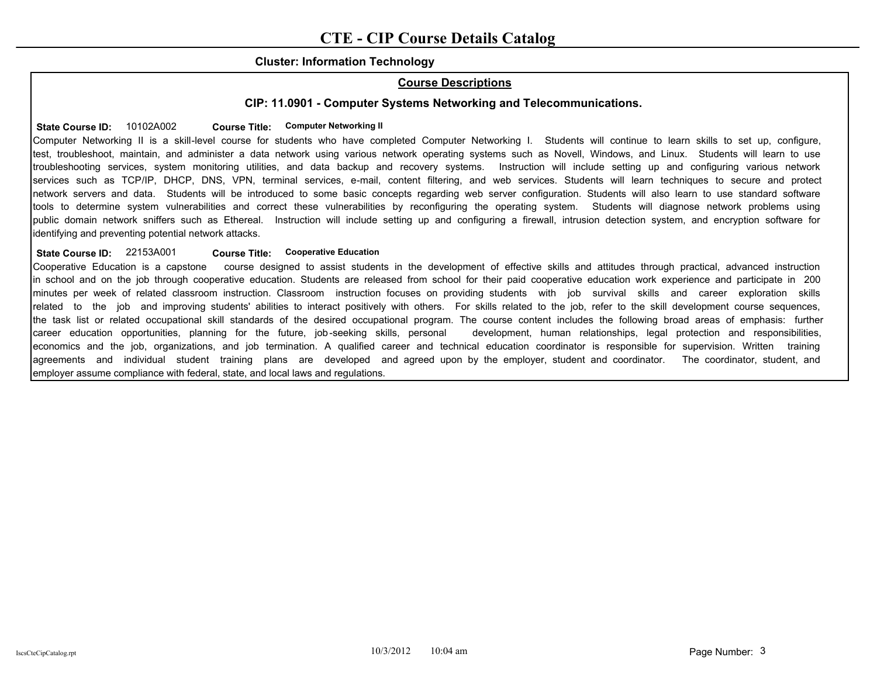# CTE - CIP Course Details Catalog

**Cluster: Information Technology**

## Course Descriptions

### CIP: 11.0901 - Computer Systems Networking and Telecommunications.

**State Course ID:** 10102A002 **Course Title:** **Computer Networking II**

Computer Networking II is a skill-level course for students who have completed Computer Networking I. Students will continue to learn skills to set up, configure, test, troubleshoot, maintain, and administer a data network using various network operating systems such as Novell, Windows, and Linux. Students will learn to use troubleshooting services, system monitoring utilities, and data backup and recovery systems. Instruction will include setting up and configuring various network services such as TCP/IP, DHCP, DNS, VPN, terminal services, e-mail, content filtering, and web services. Students will learn techniques to secure and protect network servers and data. Students will be introduced to some basic concepts regarding web server configuration. Students will also learn to use standard software tools to determine system vulnerabilities and correct these vulnerabilities by reconfiguring the operating system. Students will diagnose network problems using public domain network sniffers such as Ethereal. Instruction will include setting up and configuring a firewall, intrusion detection system, and encryption software for identifying and preventing potential network attacks.

**State Course ID:** 22153A001 **Course Title:** **Cooperative Education**

Cooperative Education is a capstone course designed to assist students in the development of effective skills and attitudes through practical, advanced instruction in school and on the job through cooperative education. Students are released from school for their paid cooperative education work experience and participate in 200 minutes per week of related classroom instruction. Classroom instruction focuses on providing students with job survival skills and career exploration skills related to the job and improving students' abilities to interact positively with others. For skills related to the job, refer to the skill development course sequences, the task list or related occupational skill standards of the desired occupational program. The course content includes the following broad areas of emphasis: further career education opportunities, planning for the future, job-seeking skills, personal development, human relationships, legal protection and responsibilities, economics and the job, organizations, and job termination. A qualified career and technical education coordinator is responsible for supervision. Written training agreements and individual student training plans are developed and agreed upon by the employer, student and coordinator. The coordinator, student, and employer assume compliance with federal, state, and local laws and regulations.